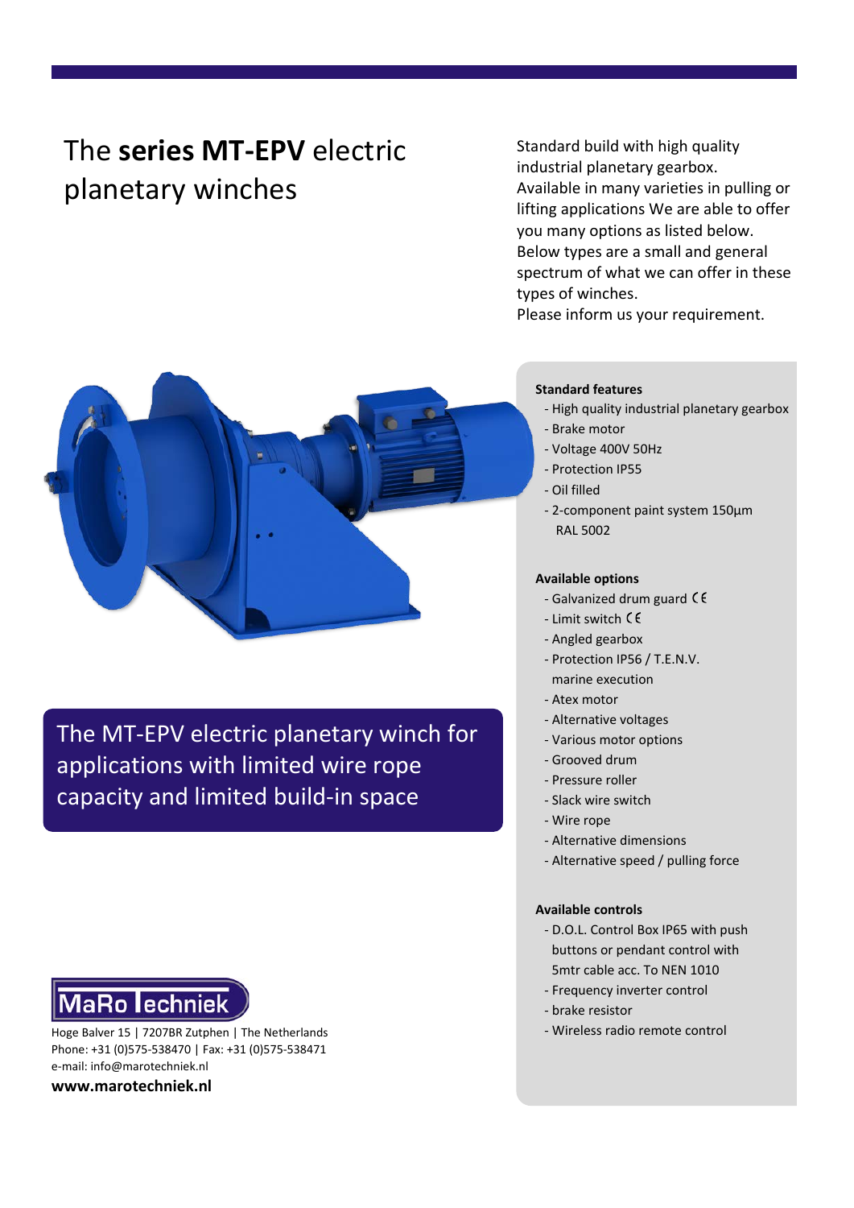# The **series MT-EPV** electric planetary winches

Standard build with high quality industrial planetary gearbox.
Available in many varieties in pulling or lifting applications We are able to offer you many options as listed below.
Below types are a small and general spectrum of what we can offer in these types of winches.
Please inform us your requirement.

**The MT-EPV electric planetary winch for applications with limited wire rope capacity and limited build-in space**

**Standard features**

- High quality industrial planetary gearbox
- Brake motor
- Voltage 400V 50Hz
- Protection IP55
- Oil filled
- 2-component paint system 150µm RAL 5002

**Available options**

- Galvanized drum guard CE
- Limit switch CE
- Angled gearbox
- Protection IP56 / T.E.N.V. marine execution
- Atex motor
- Alternative voltages
- Various motor options
- Grooved drum
- Pressure roller
- Slack wire switch
- Wire rope
- Alternative dimensions
- Alternative speed / pulling force

**Available controls**

- D.O.L. Control Box IP65 with push buttons or pendant control with 5mtr cable acc. To NEN 1010
- Frequency inverter control
- brake resistor
- Wireless radio remote control

MaRo Techniek
Hoge Balver 15 | 7207BR Zutphen | The Netherlands
Phone: +31 (0)575-538470 | Fax: +31 (0)575-538471
e-mail: info@marotechniek.nl
**www.marotechniek.nl**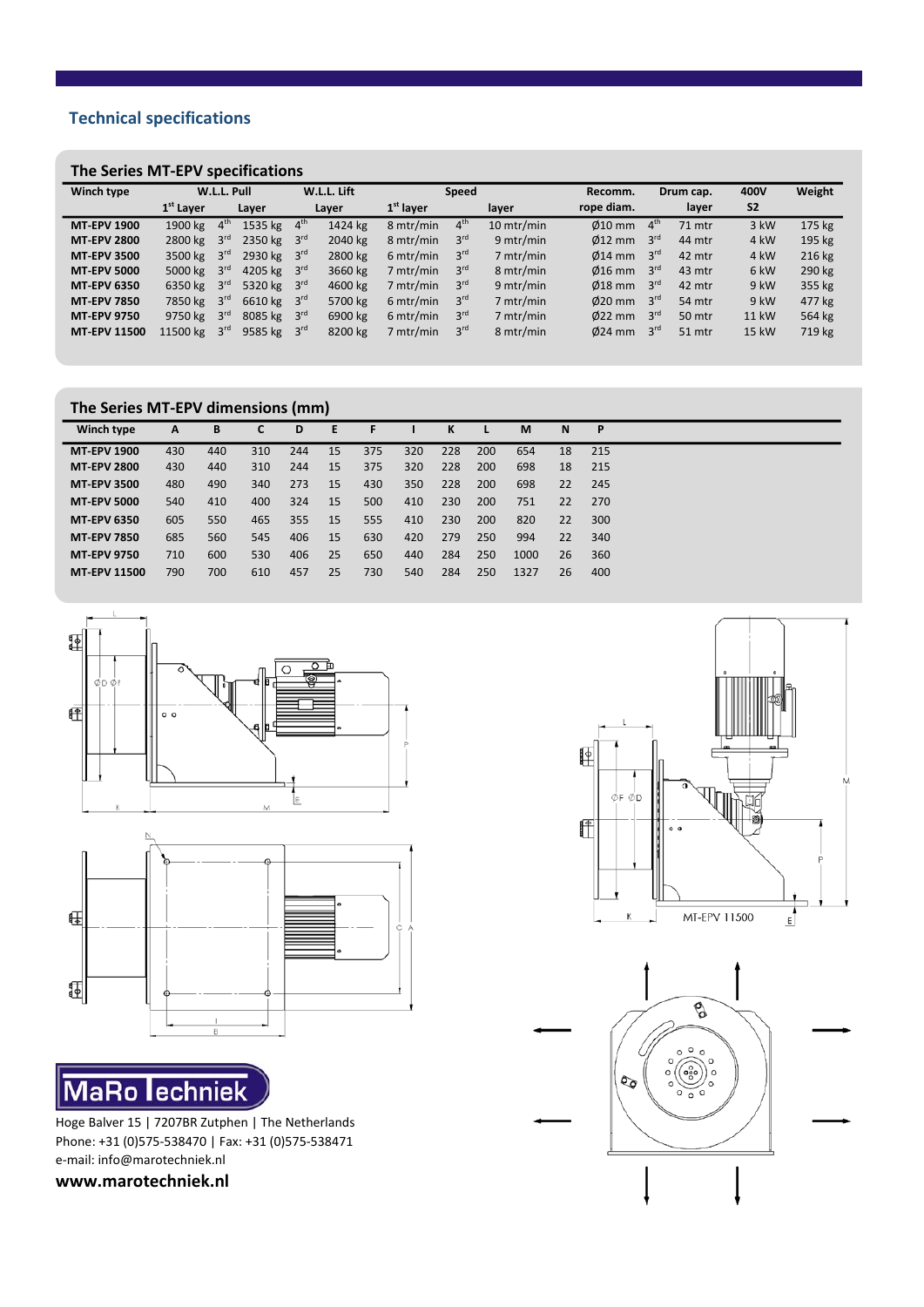## Technical specifications

### The Series MT-EPV specifications

| Winch type | W.L.L. Pull 1st Layer | | W.L.L. Layer | | W.L.L. Lift Layer | Speed 1st layer | | Speed layer | Recomm. rope diam. | | Drum cap. layer | 400V S2 | Weight |
|---|---|---|---|---|---|---|---|---|---|---|---|---|---|
| **MT-EPV 1900** | 1900 kg | 4th | 1535 kg | 4th | 1424 kg | 8 mtr/min | 4th | 10 mtr/min | Ø10 mm | 4th | 71 mtr | 3 kW | 175 kg |
| **MT-EPV 2800** | 2800 kg | 3rd | 2350 kg | 3rd | 2040 kg | 8 mtr/min | 3rd | 9 mtr/min | Ø12 mm | 3rd | 44 mtr | 4 kW | 195 kg |
| **MT-EPV 3500** | 3500 kg | 3rd | 2930 kg | 3rd | 2800 kg | 6 mtr/min | 3rd | 7 mtr/min | Ø14 mm | 3rd | 42 mtr | 4 kW | 216 kg |
| **MT-EPV 5000** | 5000 kg | 3rd | 4205 kg | 3rd | 3660 kg | 7 mtr/min | 3rd | 8 mtr/min | Ø16 mm | 3rd | 43 mtr | 6 kW | 290 kg |
| **MT-EPV 6350** | 6350 kg | 3rd | 5320 kg | 3rd | 4600 kg | 7 mtr/min | 3rd | 9 mtr/min | Ø18 mm | 3rd | 42 mtr | 9 kW | 355 kg |
| **MT-EPV 7850** | 7850 kg | 3rd | 6610 kg | 3rd | 5700 kg | 6 mtr/min | 3rd | 7 mtr/min | Ø20 mm | 3rd | 54 mtr | 9 kW | 477 kg |
| **MT-EPV 9750** | 9750 kg | 3rd | 8085 kg | 3rd | 6900 kg | 6 mtr/min | 3rd | 7 mtr/min | Ø22 mm | 3rd | 50 mtr | 11 kW | 564 kg |
| **MT-EPV 11500** | 11500 kg | 3rd | 9585 kg | 3rd | 8200 kg | 7 mtr/min | 3rd | 8 mtr/min | Ø24 mm | 3rd | 51 mtr | 15 kW | 719 kg |

### The Series MT-EPV dimensions (mm)

| Winch type | A | B | C | D | E | F | I | K | L | M | N | P |
|---|---|---|---|---|---|---|---|---|---|---|---|---|
| **MT-EPV 1900** | 430 | 440 | 310 | 244 | 15 | 375 | 320 | 228 | 200 | 654 | 18 | 215 |
| **MT-EPV 2800** | 430 | 440 | 310 | 244 | 15 | 375 | 320 | 228 | 200 | 698 | 18 | 215 |
| **MT-EPV 3500** | 480 | 490 | 340 | 273 | 15 | 430 | 350 | 228 | 200 | 698 | 22 | 245 |
| **MT-EPV 5000** | 540 | 410 | 400 | 324 | 15 | 500 | 410 | 230 | 200 | 751 | 22 | 270 |
| **MT-EPV 6350** | 605 | 550 | 465 | 355 | 15 | 555 | 410 | 230 | 200 | 820 | 22 | 300 |
| **MT-EPV 7850** | 685 | 560 | 545 | 406 | 15 | 630 | 420 | 279 | 250 | 994 | 22 | 340 |
| **MT-EPV 9750** | 710 | 600 | 530 | 406 | 25 | 650 | 440 | 284 | 250 | 1000 | 26 | 360 |
| **MT-EPV 11500** | 790 | 700 | 610 | 457 | 25 | 730 | 540 | 284 | 250 | 1327 | 26 | 400 |

MT-EPV 11500

**MaRo Techniek**

Hoge Balver 15 | 7207BR Zutphen | The Netherlands
Phone: +31 (0)575-538470 | Fax: +31 (0)575-538471
e-mail: info@marotechniek.nl

**www.marotechniek.nl**